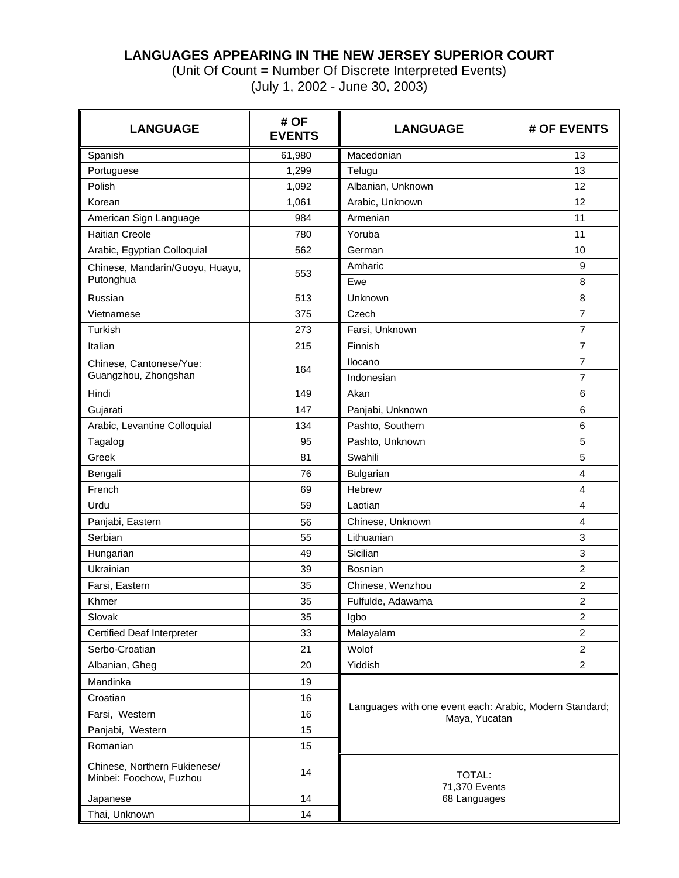# LANGUAGES APPEARING IN THE NEW JERSEY SUPERIOR COURT

(Unit Of Count = Number Of Discrete Interpreted Events)

(July 1, 2002 - June 30, 2003)

| LANGUAGE | # OF EVENTS | LANGUAGE | # OF EVENTS |
|---|---|---|---|
| Spanish | 61,980 | Macedonian | 13 |
| Portuguese | 1,299 | Telugu | 13 |
| Polish | 1,092 | Albanian, Unknown | 12 |
| Korean | 1,061 | Arabic, Unknown | 12 |
| American Sign Language | 984 | Armenian | 11 |
| Haitian Creole | 780 | Yoruba | 11 |
| Arabic, Egyptian Colloquial | 562 | German | 10 |
| Chinese, Mandarin/Guoyu, Huayu, Putonghua | 553 | Amharic | 9 |
| | | Ewe | 8 |
| Russian | 513 | Unknown | 8 |
| Vietnamese | 375 | Czech | 7 |
| Turkish | 273 | Farsi, Unknown | 7 |
| Italian | 215 | Finnish | 7 |
| Chinese, Cantonese/Yue: Guangzhou, Zhongshan | 164 | Ilocano | 7 |
| | | Indonesian | 7 |
| Hindi | 149 | Akan | 6 |
| Gujarati | 147 | Panjabi, Unknown | 6 |
| Arabic, Levantine Colloquial | 134 | Pashto, Southern | 6 |
| Tagalog | 95 | Pashto, Unknown | 5 |
| Greek | 81 | Swahili | 5 |
| Bengali | 76 | Bulgarian | 4 |
| French | 69 | Hebrew | 4 |
| Urdu | 59 | Laotian | 4 |
| Panjabi, Eastern | 56 | Chinese, Unknown | 4 |
| Serbian | 55 | Lithuanian | 3 |
| Hungarian | 49 | Sicilian | 3 |
| Ukrainian | 39 | Bosnian | 2 |
| Farsi, Eastern | 35 | Chinese, Wenzhou | 2 |
| Khmer | 35 | Fulfulde, Adawama | 2 |
| Slovak | 35 | Igbo | 2 |
| Certified Deaf Interpreter | 33 | Malayalam | 2 |
| Serbo-Croatian | 21 | Wolof | 2 |
| Albanian, Gheg | 20 | Yiddish | 2 |
| Mandinka | 19 | Languages with one event each: Arabic, Modern Standard; Maya, Yucatan | |
| Croatian | 16 | | |
| Farsi, Western | 16 | | |
| Panjabi, Western | 15 | | |
| Romanian | 15 | | |
| Chinese, Northern Fukienese/ Minbei: Foochow, Fuzhou | 14 | TOTAL: 71,370 Events 68 Languages | |
| Japanese | 14 | | |
| Thai, Unknown | 14 | | |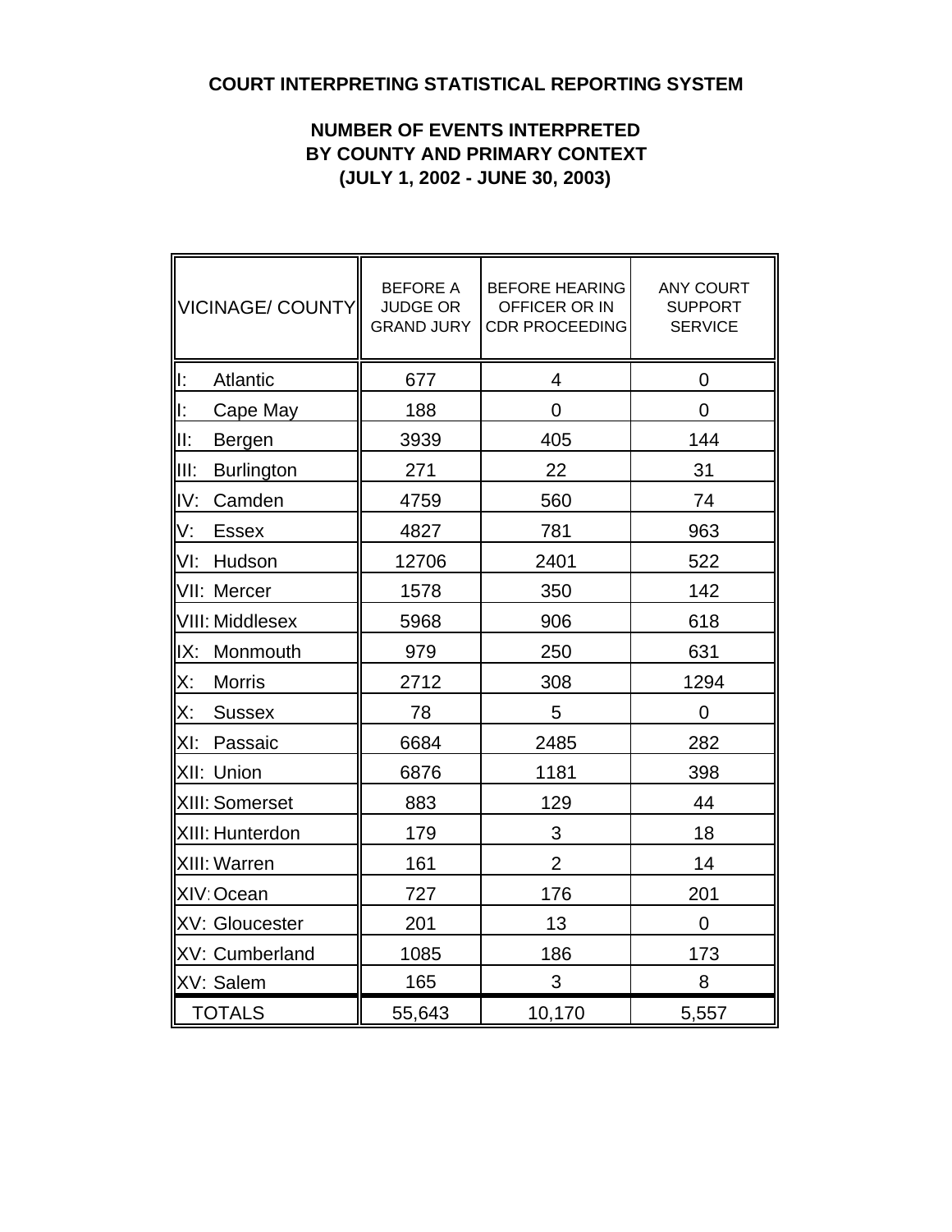**COURT INTERPRETING STATISTICAL REPORTING SYSTEM**

**NUMBER OF EVENTS INTERPRETED BY COUNTY AND PRIMARY CONTEXT (JULY 1, 2002 - JUNE 30, 2003)**

| VICINAGE/ COUNTY | BEFORE A JUDGE OR GRAND JURY | BEFORE HEARING OFFICER OR IN CDR PROCEEDING | ANY COURT SUPPORT SERVICE |
|---|---|---|---|
| I: Atlantic | 677 | 4 | 0 |
| I: Cape May | 188 | 0 | 0 |
| II: Bergen | 3939 | 405 | 144 |
| III: Burlington | 271 | 22 | 31 |
| IV: Camden | 4759 | 560 | 74 |
| V: Essex | 4827 | 781 | 963 |
| VI: Hudson | 12706 | 2401 | 522 |
| VII: Mercer | 1578 | 350 | 142 |
| VIII: Middlesex | 5968 | 906 | 618 |
| IX: Monmouth | 979 | 250 | 631 |
| X: Morris | 2712 | 308 | 1294 |
| X: Sussex | 78 | 5 | 0 |
| XI: Passaic | 6684 | 2485 | 282 |
| XII: Union | 6876 | 1181 | 398 |
| XIII: Somerset | 883 | 129 | 44 |
| XIII: Hunterdon | 179 | 3 | 18 |
| XIII: Warren | 161 | 2 | 14 |
| XIV: Ocean | 727 | 176 | 201 |
| XV: Gloucester | 201 | 13 | 0 |
| XV: Cumberland | 1085 | 186 | 173 |
| XV: Salem | 165 | 3 | 8 |
| TOTALS | 55,643 | 10,170 | 5,557 |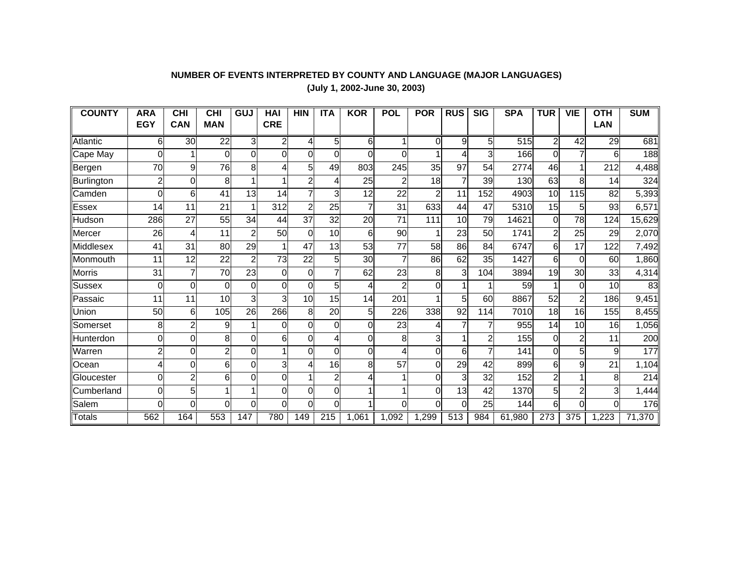**NUMBER OF EVENTS INTERPRETED BY COUNTY AND LANGUAGE (MAJOR LANGUAGES)**

**(July 1, 2002-June 30, 2003)**

| COUNTY | ARA EGY | CHI CAN | CHI MAN | GUJ | HAI CRE | HIN | ITA | KOR | POL | POR | RUS | SIG | SPA | TUR | VIE | OTH LAN | SUM |
|---|---|---|---|---|---|---|---|---|---|---|---|---|---|---|---|---|---|
| Atlantic | 6 | 30 | 22 | 3 | 2 | 4 | 5 | 6 | 1 | 0 | 9 | 5 | 515 | 2 | 42 | 29 | 681 |
| Cape May | 0 | 1 | 0 | 0 | 0 | 0 | 0 | 0 | 0 | 1 | 4 | 3 | 166 | 0 | 7 | 6 | 188 |
| Bergen | 70 | 9 | 76 | 8 | 4 | 5 | 49 | 803 | 245 | 35 | 97 | 54 | 2774 | 46 | 1 | 212 | 4,488 |
| Burlington | 2 | 0 | 8 | 1 | 1 | 2 | 4 | 25 | 2 | 18 | 7 | 39 | 130 | 63 | 8 | 14 | 324 |
| Camden | 0 | 6 | 41 | 13 | 14 | 7 | 3 | 12 | 22 | 2 | 11 | 152 | 4903 | 10 | 115 | 82 | 5,393 |
| Essex | 14 | 11 | 21 | 1 | 312 | 2 | 25 | 7 | 31 | 633 | 44 | 47 | 5310 | 15 | 5 | 93 | 6,571 |
| Hudson | 286 | 27 | 55 | 34 | 44 | 37 | 32 | 20 | 71 | 111 | 10 | 79 | 14621 | 0 | 78 | 124 | 15,629 |
| Mercer | 26 | 4 | 11 | 2 | 50 | 0 | 10 | 6 | 90 | 1 | 23 | 50 | 1741 | 2 | 25 | 29 | 2,070 |
| Middlesex | 41 | 31 | 80 | 29 | 1 | 47 | 13 | 53 | 77 | 58 | 86 | 84 | 6747 | 6 | 17 | 122 | 7,492 |
| Monmouth | 11 | 12 | 22 | 2 | 73 | 22 | 5 | 30 | 7 | 86 | 62 | 35 | 1427 | 6 | 0 | 60 | 1,860 |
| Morris | 31 | 7 | 70 | 23 | 0 | 0 | 7 | 62 | 23 | 8 | 3 | 104 | 3894 | 19 | 30 | 33 | 4,314 |
| Sussex | 0 | 0 | 0 | 0 | 0 | 0 | 5 | 4 | 2 | 0 | 1 | 1 | 59 | 1 | 0 | 10 | 83 |
| Passaic | 11 | 11 | 10 | 3 | 3 | 10 | 15 | 14 | 201 | 1 | 5 | 60 | 8867 | 52 | 2 | 186 | 9,451 |
| Union | 50 | 6 | 105 | 26 | 266 | 8 | 20 | 5 | 226 | 338 | 92 | 114 | 7010 | 18 | 16 | 155 | 8,455 |
| Somerset | 8 | 2 | 9 | 1 | 0 | 0 | 0 | 0 | 23 | 4 | 7 | 7 | 955 | 14 | 10 | 16 | 1,056 |
| Hunterdon | 0 | 0 | 8 | 0 | 6 | 0 | 4 | 0 | 8 | 3 | 1 | 2 | 155 | 0 | 2 | 11 | 200 |
| Warren | 2 | 0 | 2 | 0 | 1 | 0 | 0 | 0 | 4 | 0 | 6 | 7 | 141 | 0 | 5 | 9 | 177 |
| Ocean | 4 | 0 | 6 | 0 | 3 | 4 | 16 | 8 | 57 | 0 | 29 | 42 | 899 | 6 | 9 | 21 | 1,104 |
| Gloucester | 0 | 2 | 6 | 0 | 0 | 1 | 2 | 4 | 1 | 0 | 3 | 32 | 152 | 2 | 1 | 8 | 214 |
| Cumberland | 0 | 5 | 1 | 1 | 0 | 0 | 0 | 1 | 1 | 0 | 13 | 42 | 1370 | 5 | 2 | 3 | 1,444 |
| Salem | 0 | 0 | 0 | 0 | 0 | 0 | 0 | 1 | 0 | 0 | 0 | 25 | 144 | 6 | 0 | 0 | 176 |
| Totals | 562 | 164 | 553 | 147 | 780 | 149 | 215 | 1,061 | 1,092 | 1,299 | 513 | 984 | 61,980 | 273 | 375 | 1,223 | 71,370 |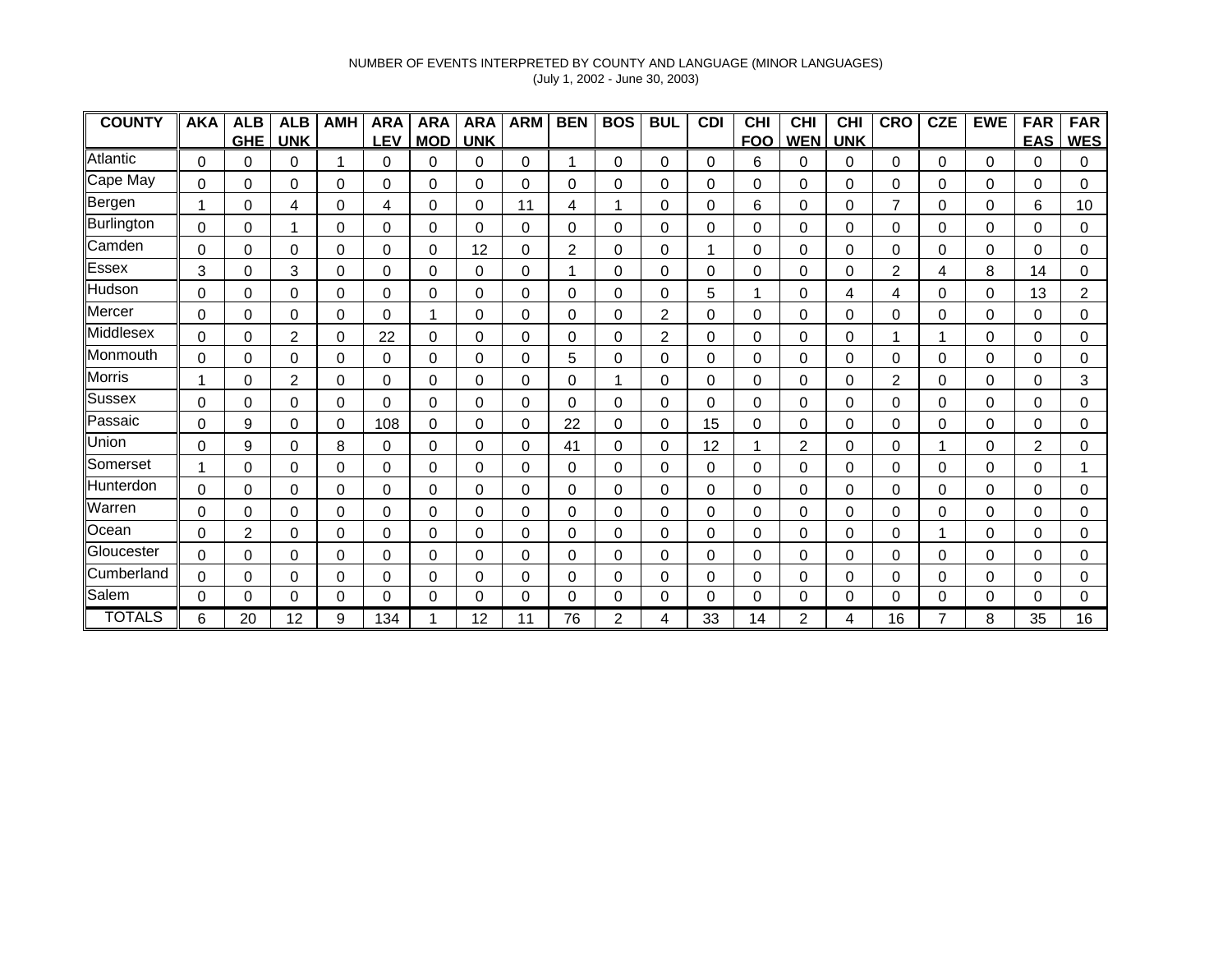NUMBER OF EVENTS INTERPRETED BY COUNTY AND LANGUAGE (MINOR LANGUAGES)
(July 1, 2002 - June 30, 2003)

| COUNTY | AKA | ALB GHE | ALB UNK | AMH | ARA LEV | ARA MOD | ARA UNK | ARM | BEN | BOS | BUL | CDI | CHI FOO | CHI WEN | CHI UNK | CRO | CZE | EWE | FAR EAS | FAR WES |
|---|---|---|---|---|---|---|---|---|---|---|---|---|---|---|---|---|---|---|---|---|
| Atlantic | 0 | 0 | 0 | 1 | 0 | 0 | 0 | 0 | 1 | 0 | 0 | 0 | 6 | 0 | 0 | 0 | 0 | 0 | 0 | 0 |
| Cape May | 0 | 0 | 0 | 0 | 0 | 0 | 0 | 0 | 0 | 0 | 0 | 0 | 0 | 0 | 0 | 0 | 0 | 0 | 0 | 0 |
| Bergen | 1 | 0 | 4 | 0 | 4 | 0 | 0 | 11 | 4 | 1 | 0 | 0 | 6 | 0 | 0 | 7 | 0 | 0 | 6 | 10 |
| Burlington | 0 | 0 | 1 | 0 | 0 | 0 | 0 | 0 | 0 | 0 | 0 | 0 | 0 | 0 | 0 | 0 | 0 | 0 | 0 | 0 |
| Camden | 0 | 0 | 0 | 0 | 0 | 0 | 12 | 0 | 2 | 0 | 0 | 1 | 0 | 0 | 0 | 0 | 0 | 0 | 0 | 0 |
| Essex | 3 | 0 | 3 | 0 | 0 | 0 | 0 | 0 | 1 | 0 | 0 | 0 | 0 | 0 | 0 | 2 | 4 | 8 | 14 | 0 |
| Hudson | 0 | 0 | 0 | 0 | 0 | 0 | 0 | 0 | 0 | 0 | 0 | 5 | 1 | 0 | 4 | 4 | 0 | 0 | 13 | 2 |
| Mercer | 0 | 0 | 0 | 0 | 0 | 1 | 0 | 0 | 0 | 0 | 2 | 0 | 0 | 0 | 0 | 0 | 0 | 0 | 0 | 0 |
| Middlesex | 0 | 0 | 2 | 0 | 22 | 0 | 0 | 0 | 0 | 0 | 2 | 0 | 0 | 0 | 0 | 1 | 1 | 0 | 0 | 0 |
| Monmouth | 0 | 0 | 0 | 0 | 0 | 0 | 0 | 0 | 5 | 0 | 0 | 0 | 0 | 0 | 0 | 0 | 0 | 0 | 0 | 0 |
| Morris | 1 | 0 | 2 | 0 | 0 | 0 | 0 | 0 | 0 | 1 | 0 | 0 | 0 | 0 | 0 | 2 | 0 | 0 | 0 | 3 |
| Sussex | 0 | 0 | 0 | 0 | 0 | 0 | 0 | 0 | 0 | 0 | 0 | 0 | 0 | 0 | 0 | 0 | 0 | 0 | 0 | 0 |
| Passaic | 0 | 9 | 0 | 0 | 108 | 0 | 0 | 0 | 22 | 0 | 0 | 15 | 0 | 0 | 0 | 0 | 0 | 0 | 0 | 0 |
| Union | 0 | 9 | 0 | 8 | 0 | 0 | 0 | 0 | 41 | 0 | 0 | 12 | 1 | 2 | 0 | 0 | 1 | 0 | 2 | 0 |
| Somerset | 1 | 0 | 0 | 0 | 0 | 0 | 0 | 0 | 0 | 0 | 0 | 0 | 0 | 0 | 0 | 0 | 0 | 0 | 0 | 1 |
| Hunterdon | 0 | 0 | 0 | 0 | 0 | 0 | 0 | 0 | 0 | 0 | 0 | 0 | 0 | 0 | 0 | 0 | 0 | 0 | 0 | 0 |
| Warren | 0 | 0 | 0 | 0 | 0 | 0 | 0 | 0 | 0 | 0 | 0 | 0 | 0 | 0 | 0 | 0 | 0 | 0 | 0 | 0 |
| Ocean | 0 | 2 | 0 | 0 | 0 | 0 | 0 | 0 | 0 | 0 | 0 | 0 | 0 | 0 | 0 | 0 | 1 | 0 | 0 | 0 |
| Gloucester | 0 | 0 | 0 | 0 | 0 | 0 | 0 | 0 | 0 | 0 | 0 | 0 | 0 | 0 | 0 | 0 | 0 | 0 | 0 | 0 |
| Cumberland | 0 | 0 | 0 | 0 | 0 | 0 | 0 | 0 | 0 | 0 | 0 | 0 | 0 | 0 | 0 | 0 | 0 | 0 | 0 | 0 |
| Salem | 0 | 0 | 0 | 0 | 0 | 0 | 0 | 0 | 0 | 0 | 0 | 0 | 0 | 0 | 0 | 0 | 0 | 0 | 0 | 0 |
| TOTALS | 6 | 20 | 12 | 9 | 134 | 1 | 12 | 11 | 76 | 2 | 4 | 33 | 14 | 2 | 4 | 16 | 7 | 8 | 35 | 16 |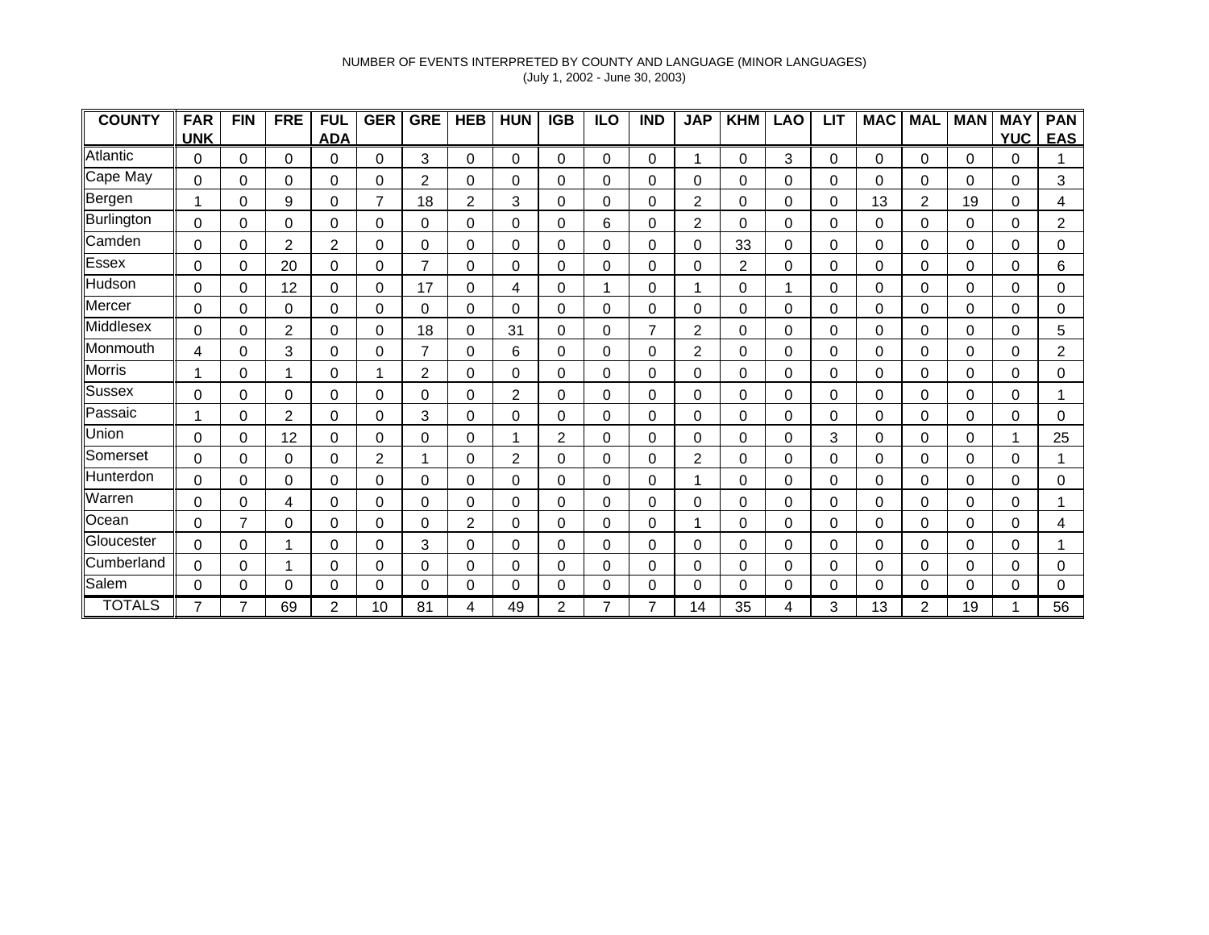NUMBER OF EVENTS INTERPRETED BY COUNTY AND LANGUAGE (MINOR LANGUAGES)
(July 1, 2002 - June 30, 2003)

| COUNTY | FAR UNK | FIN | FRE | FUL ADA | GER | GRE | HEB | HUN | IGB | ILO | IND | JAP | KHM | LAO | LIT | MAC | MAL | MAN | MAY YUC | PAN EAS |
|---|---|---|---|---|---|---|---|---|---|---|---|---|---|---|---|---|---|---|---|---|
| Atlantic | 0 | 0 | 0 | 0 | 0 | 3 | 0 | 0 | 0 | 0 | 0 | 1 | 0 | 3 | 0 | 0 | 0 | 0 | 0 | 1 |
| Cape May | 0 | 0 | 0 | 0 | 0 | 2 | 0 | 0 | 0 | 0 | 0 | 0 | 0 | 0 | 0 | 0 | 0 | 0 | 0 | 3 |
| Bergen | 1 | 0 | 9 | 0 | 7 | 18 | 2 | 3 | 0 | 0 | 0 | 2 | 0 | 0 | 0 | 13 | 2 | 19 | 0 | 4 |
| Burlington | 0 | 0 | 0 | 0 | 0 | 0 | 0 | 0 | 0 | 6 | 0 | 2 | 0 | 0 | 0 | 0 | 0 | 0 | 0 | 2 |
| Camden | 0 | 0 | 2 | 2 | 0 | 0 | 0 | 0 | 0 | 0 | 0 | 0 | 33 | 0 | 0 | 0 | 0 | 0 | 0 | 0 |
| Essex | 0 | 0 | 20 | 0 | 0 | 7 | 0 | 0 | 0 | 0 | 0 | 0 | 2 | 0 | 0 | 0 | 0 | 0 | 0 | 6 |
| Hudson | 0 | 0 | 12 | 0 | 0 | 17 | 0 | 4 | 0 | 1 | 0 | 1 | 0 | 1 | 0 | 0 | 0 | 0 | 0 | 0 |
| Mercer | 0 | 0 | 0 | 0 | 0 | 0 | 0 | 0 | 0 | 0 | 0 | 0 | 0 | 0 | 0 | 0 | 0 | 0 | 0 | 0 |
| Middlesex | 0 | 0 | 2 | 0 | 0 | 18 | 0 | 31 | 0 | 0 | 7 | 2 | 0 | 0 | 0 | 0 | 0 | 0 | 0 | 5 |
| Monmouth | 4 | 0 | 3 | 0 | 0 | 7 | 0 | 6 | 0 | 0 | 0 | 2 | 0 | 0 | 0 | 0 | 0 | 0 | 0 | 2 |
| Morris | 1 | 0 | 1 | 0 | 1 | 2 | 0 | 0 | 0 | 0 | 0 | 0 | 0 | 0 | 0 | 0 | 0 | 0 | 0 | 0 |
| Sussex | 0 | 0 | 0 | 0 | 0 | 0 | 0 | 2 | 0 | 0 | 0 | 0 | 0 | 0 | 0 | 0 | 0 | 0 | 0 | 1 |
| Passaic | 1 | 0 | 2 | 0 | 0 | 3 | 0 | 0 | 0 | 0 | 0 | 0 | 0 | 0 | 0 | 0 | 0 | 0 | 0 | 0 |
| Union | 0 | 0 | 12 | 0 | 0 | 0 | 0 | 1 | 2 | 0 | 0 | 0 | 0 | 0 | 3 | 0 | 0 | 0 | 1 | 25 |
| Somerset | 0 | 0 | 0 | 0 | 2 | 1 | 0 | 2 | 0 | 0 | 0 | 2 | 0 | 0 | 0 | 0 | 0 | 0 | 0 | 1 |
| Hunterdon | 0 | 0 | 0 | 0 | 0 | 0 | 0 | 0 | 0 | 0 | 0 | 1 | 0 | 0 | 0 | 0 | 0 | 0 | 0 | 0 |
| Warren | 0 | 0 | 4 | 0 | 0 | 0 | 0 | 0 | 0 | 0 | 0 | 0 | 0 | 0 | 0 | 0 | 0 | 0 | 0 | 1 |
| Ocean | 0 | 7 | 0 | 0 | 0 | 0 | 2 | 0 | 0 | 0 | 0 | 1 | 0 | 0 | 0 | 0 | 0 | 0 | 0 | 4 |
| Gloucester | 0 | 0 | 1 | 0 | 0 | 3 | 0 | 0 | 0 | 0 | 0 | 0 | 0 | 0 | 0 | 0 | 0 | 0 | 0 | 1 |
| Cumberland | 0 | 0 | 1 | 0 | 0 | 0 | 0 | 0 | 0 | 0 | 0 | 0 | 0 | 0 | 0 | 0 | 0 | 0 | 0 | 0 |
| Salem | 0 | 0 | 0 | 0 | 0 | 0 | 0 | 0 | 0 | 0 | 0 | 0 | 0 | 0 | 0 | 0 | 0 | 0 | 0 | 0 |
| TOTALS | 7 | 7 | 69 | 2 | 10 | 81 | 4 | 49 | 2 | 7 | 7 | 14 | 35 | 4 | 3 | 13 | 2 | 19 | 1 | 56 |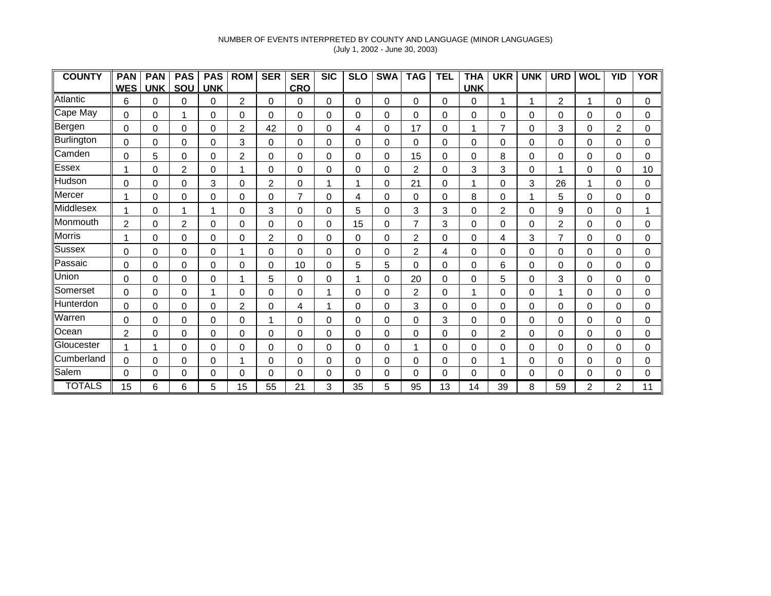NUMBER OF EVENTS INTERPRETED BY COUNTY AND LANGUAGE (MINOR LANGUAGES)
(July 1, 2002 - June 30, 2003)

| COUNTY | PAN WES | PAN UNK | PAS SOU | PAS UNK | ROM | SER | SER CRO | SIC | SLO | SWA | TAG | TEL | THA UNK | UKR | UNK | URD | WOL | YID | YOR |
|---|---|---|---|---|---|---|---|---|---|---|---|---|---|---|---|---|---|---|---|
| Atlantic | 6 | 0 | 0 | 0 | 2 | 0 | 0 | 0 | 0 | 0 | 0 | 0 | 0 | 1 | 1 | 2 | 1 | 0 | 0 |
| Cape May | 0 | 0 | 1 | 0 | 0 | 0 | 0 | 0 | 0 | 0 | 0 | 0 | 0 | 0 | 0 | 0 | 0 | 0 | 0 |
| Bergen | 0 | 0 | 0 | 0 | 2 | 42 | 0 | 0 | 4 | 0 | 17 | 0 | 1 | 7 | 0 | 3 | 0 | 2 | 0 |
| Burlington | 0 | 0 | 0 | 0 | 3 | 0 | 0 | 0 | 0 | 0 | 0 | 0 | 0 | 0 | 0 | 0 | 0 | 0 | 0 |
| Camden | 0 | 5 | 0 | 0 | 2 | 0 | 0 | 0 | 0 | 0 | 15 | 0 | 0 | 8 | 0 | 0 | 0 | 0 | 0 |
| Essex | 1 | 0 | 2 | 0 | 1 | 0 | 0 | 0 | 0 | 0 | 2 | 0 | 3 | 3 | 0 | 1 | 0 | 0 | 10 |
| Hudson | 0 | 0 | 0 | 3 | 0 | 2 | 0 | 1 | 1 | 0 | 21 | 0 | 1 | 0 | 3 | 26 | 1 | 0 | 0 |
| Mercer | 1 | 0 | 0 | 0 | 0 | 0 | 7 | 0 | 4 | 0 | 0 | 0 | 8 | 0 | 1 | 5 | 0 | 0 | 0 |
| Middlesex | 1 | 0 | 1 | 1 | 0 | 3 | 0 | 0 | 5 | 0 | 3 | 3 | 0 | 2 | 0 | 9 | 0 | 0 | 1 |
| Monmouth | 2 | 0 | 2 | 0 | 0 | 0 | 0 | 0 | 15 | 0 | 7 | 3 | 0 | 0 | 0 | 2 | 0 | 0 | 0 |
| Morris | 1 | 0 | 0 | 0 | 0 | 2 | 0 | 0 | 0 | 0 | 2 | 0 | 0 | 4 | 3 | 7 | 0 | 0 | 0 |
| Sussex | 0 | 0 | 0 | 0 | 1 | 0 | 0 | 0 | 0 | 0 | 2 | 4 | 0 | 0 | 0 | 0 | 0 | 0 | 0 |
| Passaic | 0 | 0 | 0 | 0 | 0 | 0 | 10 | 0 | 5 | 5 | 0 | 0 | 0 | 6 | 0 | 0 | 0 | 0 | 0 |
| Union | 0 | 0 | 0 | 0 | 1 | 5 | 0 | 0 | 1 | 0 | 20 | 0 | 0 | 5 | 0 | 3 | 0 | 0 | 0 |
| Somerset | 0 | 0 | 0 | 1 | 0 | 0 | 0 | 1 | 0 | 0 | 2 | 0 | 1 | 0 | 0 | 1 | 0 | 0 | 0 |
| Hunterdon | 0 | 0 | 0 | 0 | 2 | 0 | 4 | 1 | 0 | 0 | 3 | 0 | 0 | 0 | 0 | 0 | 0 | 0 | 0 |
| Warren | 0 | 0 | 0 | 0 | 0 | 1 | 0 | 0 | 0 | 0 | 0 | 3 | 0 | 0 | 0 | 0 | 0 | 0 | 0 |
| Ocean | 2 | 0 | 0 | 0 | 0 | 0 | 0 | 0 | 0 | 0 | 0 | 0 | 0 | 2 | 0 | 0 | 0 | 0 | 0 |
| Gloucester | 1 | 1 | 0 | 0 | 0 | 0 | 0 | 0 | 0 | 0 | 1 | 0 | 0 | 0 | 0 | 0 | 0 | 0 | 0 |
| Cumberland | 0 | 0 | 0 | 0 | 1 | 0 | 0 | 0 | 0 | 0 | 0 | 0 | 0 | 1 | 0 | 0 | 0 | 0 | 0 |
| Salem | 0 | 0 | 0 | 0 | 0 | 0 | 0 | 0 | 0 | 0 | 0 | 0 | 0 | 0 | 0 | 0 | 0 | 0 | 0 |
| TOTALS | 15 | 6 | 6 | 5 | 15 | 55 | 21 | 3 | 35 | 5 | 95 | 13 | 14 | 39 | 8 | 59 | 2 | 2 | 11 |